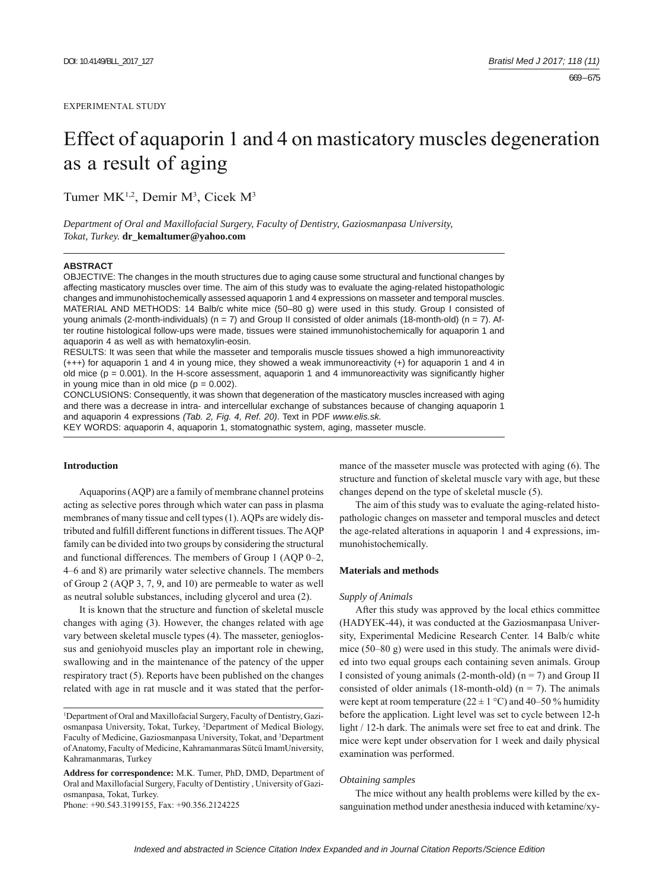EXPERIMENTAL STUDY

# Effect of aquaporin 1 and 4 on masticatory muscles degeneration as a result of aging

Tumer MK[1,2], Demir M[3], Cicek M[3]

*Department of Oral and Maxillofacial Surgery, Faculty of Dentistry, Gaziosmanpasa University, Tokat, Turkey.* **dr_kemaltumer@yahoo.com**

## ABSTRACT

OBJECTIVE: The changes in the mouth structures due to aging cause some structural and functional changes by affecting masticatory muscles over time. The aim of this study was to evaluate the aging-related histopathologic changes and immunohistochemically assessed aquaporin 1 and 4 expressions on masseter and temporal muscles.

MATERIAL AND METHODS: 14 Balb/c white mice (50–80 g) were used in this study. Group I consisted of young animals (2-month-individuals) (n = 7) and Group II consisted of older animals (18-month-old) (n = 7). After routine histological follow-ups were made, tissues were stained immunohistochemically for aquaporin 1 and aquaporin 4 as well as with hematoxylin-eosin.

RESULTS: It was seen that while the masseter and temporalis muscle tissues showed a high immunoreactivity (+++) for aquaporin 1 and 4 in young mice, they showed a weak immunoreactivity (+) for aquaporin 1 and 4 in old mice ($p = 0.001$). In the H-score assessment, aquaporin 1 and 4 immunoreactivity was significantly higher in young mice than in old mice ($p = 0.002$).

CONCLUSIONS: Consequently, it was shown that degeneration of the masticatory muscles increased with aging and there was a decrease in intra- and intercellular exchange of substances because of changing aquaporin 1 and aquaporin 4 expressions *(Tab. 2, Fig. 4, Ref. 20)*. Text in PDF *www.elis.sk.*

KEY WORDS: aquaporin 4, aquaporin 1, stomatognathic system, aging, masseter muscle.

## Introduction

Aquaporins (AQP) are a family of membrane channel proteins acting as selective pores through which water can pass in plasma membranes of many tissue and cell types (1). AQPs are widely distributed and fulfill different functions in different tissues. The AQP family can be divided into two groups by considering the structural and functional differences. The members of Group 1 (AQP 0–2, 4–6 and 8) are primarily water selective channels. The members of Group 2 (AQP 3, 7, 9, and 10) are permeable to water as well as neutral soluble substances, including glycerol and urea (2).

It is known that the structure and function of skeletal muscle changes with aging (3). However, the changes related with age vary between skeletal muscle types (4). The masseter, genioglossus and geniohyoid muscles play an important role in chewing, swallowing and in the maintenance of the patency of the upper respiratory tract (5). Reports have been published on the changes related with age in rat muscle and it was stated that the performance of the masseter muscle was protected with aging (6). The structure and function of skeletal muscle vary with age, but these changes depend on the type of skeletal muscle (5).

The aim of this study was to evaluate the aging-related histopathologic changes on masseter and temporal muscles and detect the age-related alterations in aquaporin 1 and 4 expressions, immunohistochemically.

## Materials and methods

### *Supply of Animals*

After this study was approved by the local ethics committee (HADYEK-44), it was conducted at the Gaziosmanpasa University, Experimental Medicine Research Center. 14 Balb/c white mice (50–80 g) were used in this study. The animals were divided into two equal groups each containing seven animals. Group I consisted of young animals (2-month-old) (n = 7) and Group II consisted of older animals (18-month-old) (n = 7). The animals were kept at room temperature (22 ± 1 °C) and 40–50 % humidity before the application. Light level was set to cycle between 12-h light / 12-h dark. The animals were set free to eat and drink. The mice were kept under observation for 1 week and daily physical examination was performed.

### *Obtaining samples*

The mice without any health problems were killed by the exsanguination method under anesthesia induced with ketamine/xy-

[1]Department of Oral and Maxillofacial Surgery, Faculty of Dentistry, Gaziosmanpasa University, Tokat, Turkey, [2]Department of Medical Biology, Faculty of Medicine, Gaziosmanpasa University, Tokat, and [3]Department of Anatomy, Faculty of Medicine, Kahramanmaras Sütcü ImamUniversity, Kahramanmaras, Turkey

**Address for correspondence:** M.K. Tumer, PhD, DMD, Department of Oral and Maxillofacial Surgery, Faculty of Dentistiry , University of Gaziosmanpasa, Tokat, Turkey.

Phone: +90.543.3199155, Fax: +90.356.2124225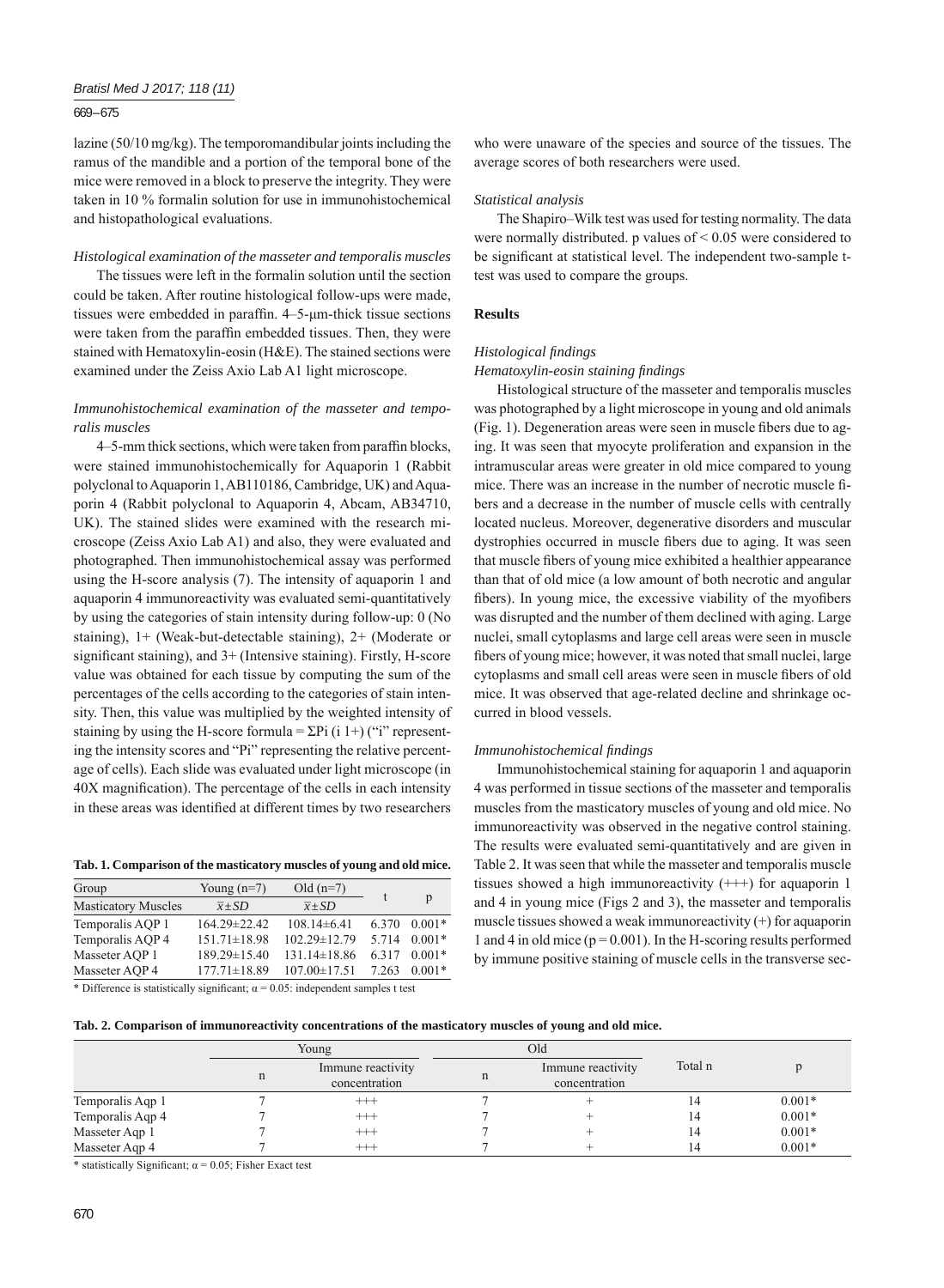lazine (50/10 mg/kg). The temporomandibular joints including the ramus of the mandible and a portion of the temporal bone of the mice were removed in a block to preserve the integrity. They were taken in 10 % formalin solution for use in immunohistochemical and histopathological evaluations.

*Histological examination of the masseter and temporalis muscles*

The tissues were left in the formalin solution until the section could be taken. After routine histological follow-ups were made, tissues were embedded in paraffin. 4–5-μm-thick tissue sections were taken from the paraffin embedded tissues. Then, they were stained with Hematoxylin-eosin (H&E). The stained sections were examined under the Zeiss Axio Lab A1 light microscope.

*Immunohistochemical examination of the masseter and temporalis muscles*

4–5-mm thick sections, which were taken from paraffin blocks, were stained immunohistochemically for Aquaporin 1 (Rabbit polyclonal to Aquaporin 1, AB110186, Cambridge, UK) and Aquaporin 4 (Rabbit polyclonal to Aquaporin 4, Abcam, AB34710, UK). The stained slides were examined with the research microscope (Zeiss Axio Lab A1) and also, they were evaluated and photographed. Then immunohistochemical assay was performed using the H-score analysis (7). The intensity of aquaporin 1 and aquaporin 4 immunoreactivity was evaluated semi-quantitatively by using the categories of stain intensity during follow-up: 0 (No staining), 1+ (Weak-but-detectable staining), 2+ (Moderate or significant staining), and 3+ (Intensive staining). Firstly, H-score value was obtained for each tissue by computing the sum of the percentages of the cells according to the categories of stain intensity. Then, this value was multiplied by the weighted intensity of staining by using the H-score formula = ΣPi (i 1+) ("i" representing the intensity scores and "Pi" representing the relative percentage of cells). Each slide was evaluated under light microscope (in 40X magnification). The percentage of the cells in each intensity in these areas was identified at different times by two researchers who were unaware of the species and source of the tissues. The average scores of both researchers were used.

*Statistical analysis*

The Shapiro–Wilk test was used for testing normality. The data were normally distributed. p values of < 0.05 were considered to be significant at statistical level. The independent two-sample t-test was used to compare the groups.

**Tab. 1. Comparison of the masticatory muscles of young and old mice.**

| Group | Young (n=7) | Old (n=7) | t | p |
|---|---|---|---|---|
| Masticatory Muscles | $\bar{x}\pm SD$ | $\bar{x}\pm SD$ | | |
| Temporalis AQP 1 | 164.29±22.42 | 108.14±6.41 | 6.370 | 0.001* |
| Temporalis AQP 4 | 151.71±18.98 | 102.29±12.79 | 5.714 | 0.001* |
| Masseter AQP 1 | 189.29±15.40 | 131.14±18.86 | 6.317 | 0.001* |
| Masseter AQP 4 | 177.71±18.89 | 107.00±17.51 | 7.263 | 0.001* |

\* Difference is statistically significant; α = 0.05: independent samples t test

## Results

*Histological findings*

*Hematoxylin-eosin staining findings*

Histological structure of the masseter and temporalis muscles was photographed by a light microscope in young and old animals (Fig. 1). Degeneration areas were seen in muscle fibers due to aging. It was seen that myocyte proliferation and expansion in the intramuscular areas were greater in old mice compared to young mice. There was an increase in the number of necrotic muscle fibers and a decrease in the number of muscle cells with centrally located nucleus. Moreover, degenerative disorders and muscular dystrophies occurred in muscle fibers due to aging. It was seen that muscle fibers of young mice exhibited a healthier appearance than that of old mice (a low amount of both necrotic and angular fibers). In young mice, the excessive viability of the myofibers was disrupted and the number of them declined with aging. Large nuclei, small cytoplasms and large cell areas were seen in muscle fibers of young mice; however, it was noted that small nuclei, large cytoplasms and small cell areas were seen in muscle fibers of old mice. It was observed that age-related decline and shrinkage occurred in blood vessels.

*Immunohistochemical findings*

Immunohistochemical staining for aquaporin 1 and aquaporin 4 was performed in tissue sections of the masseter and temporalis muscles from the masticatory muscles of young and old mice. No immunoreactivity was observed in the negative control staining. The results were evaluated semi-quantitatively and are given in Table 2. It was seen that while the masseter and temporalis muscle tissues showed a high immunoreactivity (+++) for aquaporin 1 and 4 in young mice (Figs 2 and 3), the masseter and temporalis muscle tissues showed a weak immunoreactivity (+) for aquaporin 1 and 4 in old mice (p = 0.001). In the H-scoring results performed by immune positive staining of muscle cells in the transverse sec-

**Tab. 2. Comparison of immunoreactivity concentrations of the masticatory muscles of young and old mice.**

| | Young | | Old | | Total n | p |
|---|---|---|---|---|---|---|
| | n | Immune reactivity concentration | n | Immune reactivity concentration | | |
| Temporalis Aqp 1 | 7 | +++ | 7 | + | 14 | 0.001* |
| Temporalis Aqp 4 | 7 | +++ | 7 | + | 14 | 0.001* |
| Masseter Aqp 1 | 7 | +++ | 7 | + | 14 | 0.001* |
| Masseter Aqp 4 | 7 | +++ | 7 | + | 14 | 0.001* |

\* statistically Significant; α = 0.05; Fisher Exact test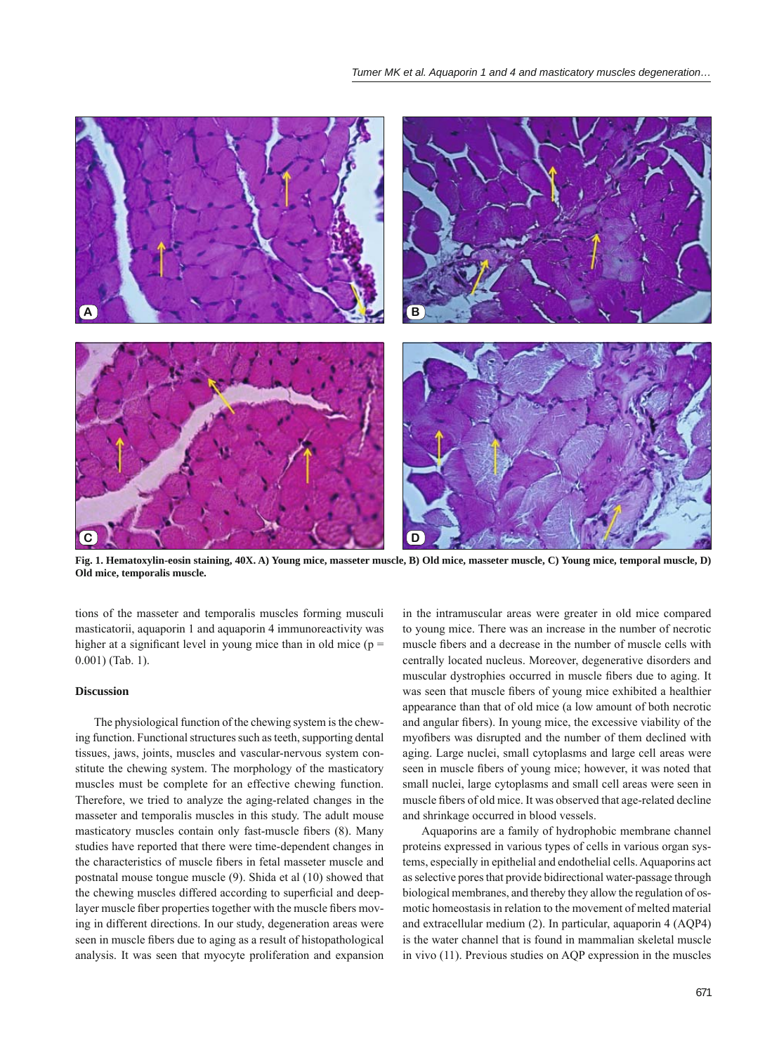Fig. 1. Hematoxylin-eosin staining, 40X. A) Young mice, masseter muscle, B) Old mice, masseter muscle, C) Young mice, temporal muscle, D) Old mice, temporalis muscle.

tions of the masseter and temporalis muscles forming musculi masticatorii, aquaporin 1 and aquaporin 4 immunoreactivity was higher at a significant level in young mice than in old mice ($p = 0.001$) (Tab. 1).

## Discussion

The physiological function of the chewing system is the chewing function. Functional structures such as teeth, supporting dental tissues, jaws, joints, muscles and vascular-nervous system constitute the chewing system. The morphology of the masticatory muscles must be complete for an effective chewing function. Therefore, we tried to analyze the aging-related changes in the masseter and temporalis muscles in this study. The adult mouse masticatory muscles contain only fast-muscle fibers (8). Many studies have reported that there were time-dependent changes in the characteristics of muscle fibers in fetal masseter muscle and postnatal mouse tongue muscle (9). Shida et al (10) showed that the chewing muscles differed according to superficial and deep-layer muscle fiber properties together with the muscle fibers moving in different directions. In our study, degeneration areas were seen in muscle fibers due to aging as a result of histopathological analysis. It was seen that myocyte proliferation and expansion in the intramuscular areas were greater in old mice compared to young mice. There was an increase in the number of necrotic muscle fibers and a decrease in the number of muscle cells with centrally located nucleus. Moreover, degenerative disorders and muscular dystrophies occurred in muscle fibers due to aging. It was seen that muscle fibers of young mice exhibited a healthier appearance than that of old mice (a low amount of both necrotic and angular fibers). In young mice, the excessive viability of the myofibers was disrupted and the number of them declined with aging. Large nuclei, small cytoplasms and large cell areas were seen in muscle fibers of young mice; however, it was noted that small nuclei, large cytoplasms and small cell areas were seen in muscle fibers of old mice. It was observed that age-related decline and shrinkage occurred in blood vessels.

Aquaporins are a family of hydrophobic membrane channel proteins expressed in various types of cells in various organ systems, especially in epithelial and endothelial cells. Aquaporins act as selective pores that provide bidirectional water-passage through biological membranes, and thereby they allow the regulation of osmotic homeostasis in relation to the movement of melted material and extracellular medium (2). In particular, aquaporin 4 (AQP4) is the water channel that is found in mammalian skeletal muscle in vivo (11). Previous studies on AQP expression in the muscles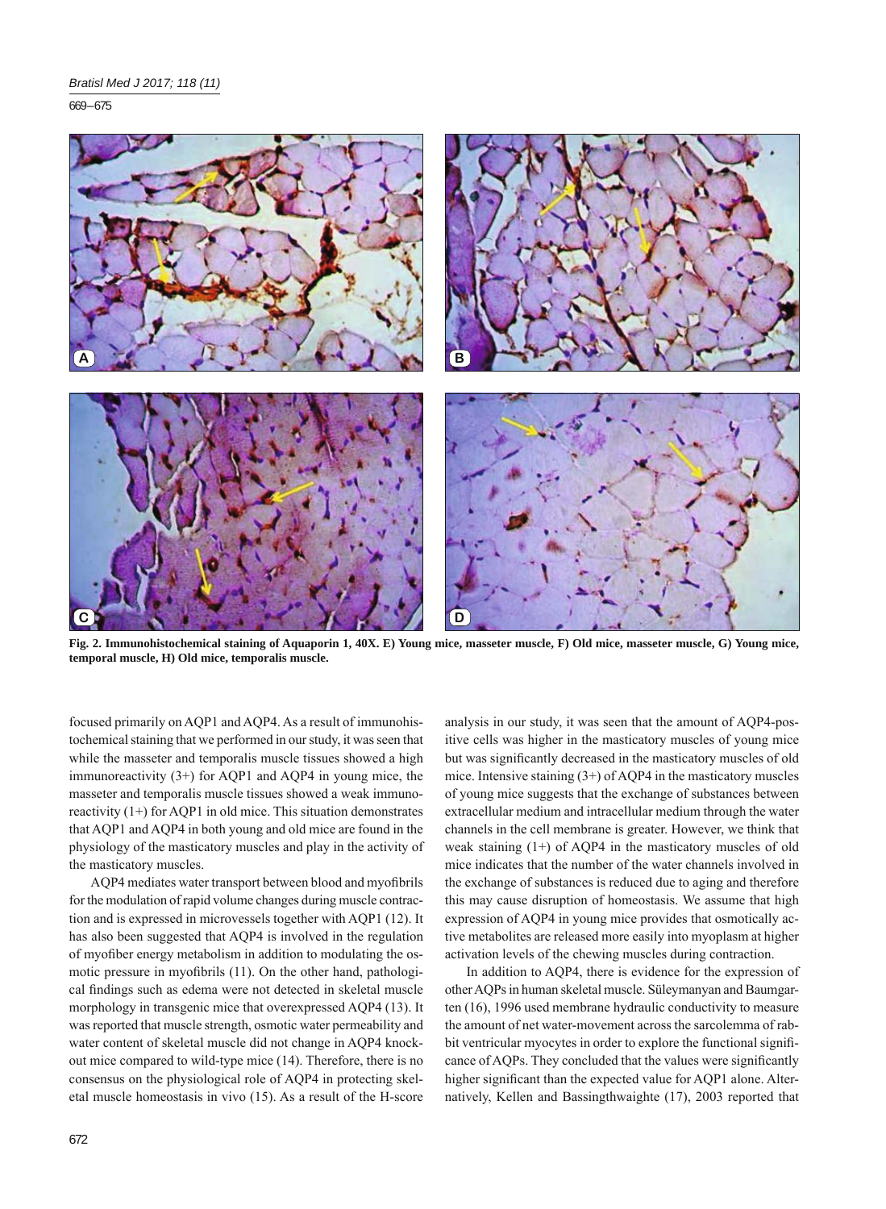**Fig. 2. Immunohistochemical staining of Aquaporin 1, 40X. E) Young mice, masseter muscle, F) Old mice, masseter muscle, G) Young mice, temporal muscle, H) Old mice, temporalis muscle.**

focused primarily on AQP1 and AQP4. As a result of immunohistochemical staining that we performed in our study, it was seen that while the masseter and temporalis muscle tissues showed a high immunoreactivity (3+) for AQP1 and AQP4 in young mice, the masseter and temporalis muscle tissues showed a weak immunoreactivity (1+) for AQP1 in old mice. This situation demonstrates that AQP1 and AQP4 in both young and old mice are found in the physiology of the masticatory muscles and play in the activity of the masticatory muscles.

AQP4 mediates water transport between blood and myofibrils for the modulation of rapid volume changes during muscle contraction and is expressed in microvessels together with AQP1 (12). It has also been suggested that AQP4 is involved in the regulation of myofiber energy metabolism in addition to modulating the osmotic pressure in myofibrils (11). On the other hand, pathological findings such as edema were not detected in skeletal muscle morphology in transgenic mice that overexpressed AQP4 (13). It was reported that muscle strength, osmotic water permeability and water content of skeletal muscle did not change in AQP4 knockout mice compared to wild-type mice (14). Therefore, there is no consensus on the physiological role of AQP4 in protecting skeletal muscle homeostasis in vivo (15). As a result of the H-score analysis in our study, it was seen that the amount of AQP4-positive cells was higher in the masticatory muscles of young mice but was significantly decreased in the masticatory muscles of old mice. Intensive staining (3+) of AQP4 in the masticatory muscles of young mice suggests that the exchange of substances between extracellular medium and intracellular medium through the water channels in the cell membrane is greater. However, we think that weak staining (1+) of AQP4 in the masticatory muscles of old mice indicates that the number of the water channels involved in the exchange of substances is reduced due to aging and therefore this may cause disruption of homeostasis. We assume that high expression of AQP4 in young mice provides that osmotically active metabolites are released more easily into myoplasm at higher activation levels of the chewing muscles during contraction.

In addition to AQP4, there is evidence for the expression of other AQPs in human skeletal muscle. Süleymanyan and Baumgarten (16), 1996 used membrane hydraulic conductivity to measure the amount of net water-movement across the sarcolemma of rabbit ventricular myocytes in order to explore the functional significance of AQPs. They concluded that the values were significantly higher significant than the expected value for AQP1 alone. Alternatively, Kellen and Bassingthwaighte (17), 2003 reported that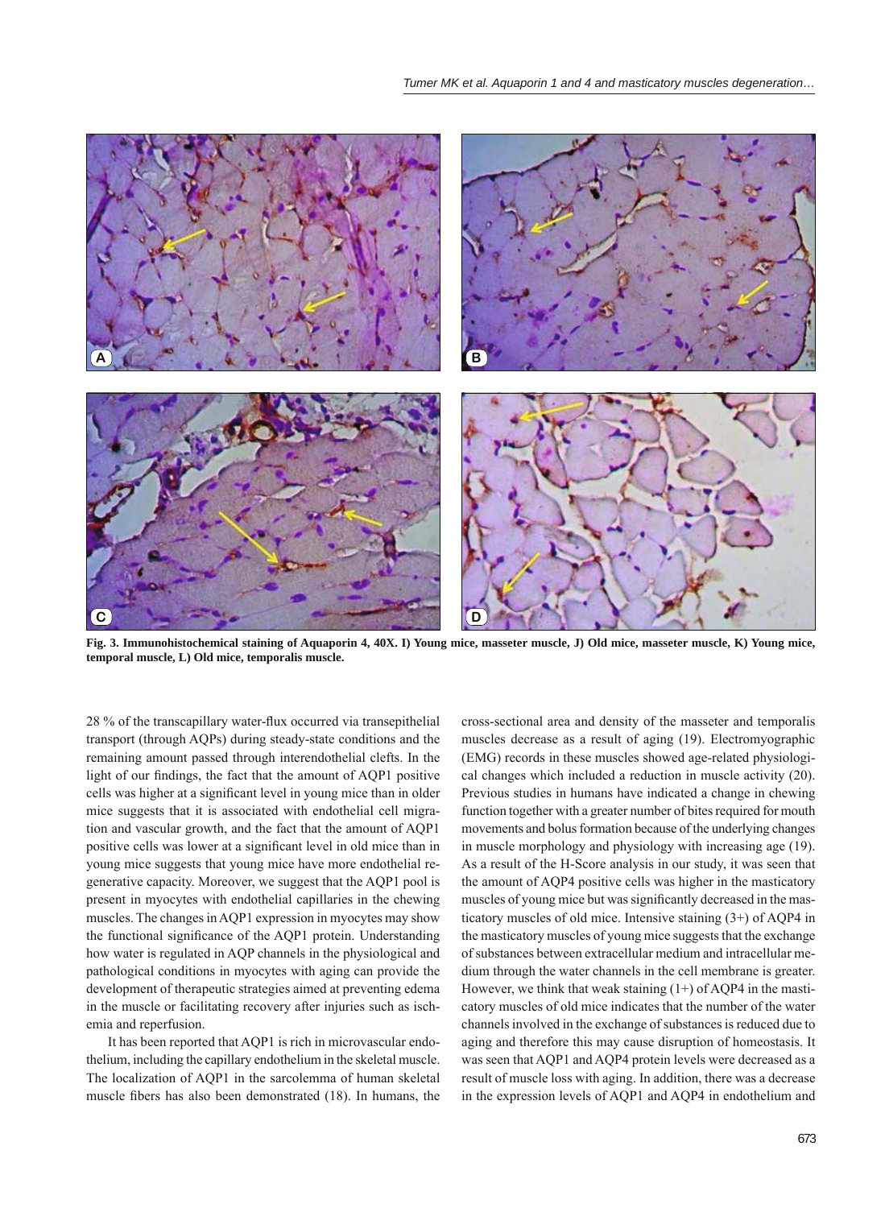**Fig. 3. Immunohistochemical staining of Aquaporin 4, 40X. I) Young mice, masseter muscle, J) Old mice, masseter muscle, K) Young mice, temporal muscle, L) Old mice, temporalis muscle.**

28 % of the transcapillary water-flux occurred via transepithelial transport (through AQPs) during steady-state conditions and the remaining amount passed through interendothelial clefts. In the light of our findings, the fact that the amount of AQP1 positive cells was higher at a significant level in young mice than in older mice suggests that it is associated with endothelial cell migration and vascular growth, and the fact that the amount of AQP1 positive cells was lower at a significant level in old mice than in young mice suggests that young mice have more endothelial regenerative capacity. Moreover, we suggest that the AQP1 pool is present in myocytes with endothelial capillaries in the chewing muscles. The changes in AQP1 expression in myocytes may show the functional significance of the AQP1 protein. Understanding how water is regulated in AQP channels in the physiological and pathological conditions in myocytes with aging can provide the development of therapeutic strategies aimed at preventing edema in the muscle or facilitating recovery after injuries such as ischemia and reperfusion.

It has been reported that AQP1 is rich in microvascular endothelium, including the capillary endothelium in the skeletal muscle. The localization of AQP1 in the sarcolemma of human skeletal muscle fibers has also been demonstrated (18). In humans, the cross-sectional area and density of the masseter and temporalis muscles decrease as a result of aging (19). Electromyographic (EMG) records in these muscles showed age-related physiological changes which included a reduction in muscle activity (20). Previous studies in humans have indicated a change in chewing function together with a greater number of bites required for mouth movements and bolus formation because of the underlying changes in muscle morphology and physiology with increasing age (19). As a result of the H-Score analysis in our study, it was seen that the amount of AQP4 positive cells was higher in the masticatory muscles of young mice but was significantly decreased in the masticatory muscles of old mice. Intensive staining (3+) of AQP4 in the masticatory muscles of young mice suggests that the exchange of substances between extracellular medium and intracellular medium through the water channels in the cell membrane is greater. However, we think that weak staining (1+) of AQP4 in the masticatory muscles of old mice indicates that the number of the water channels involved in the exchange of substances is reduced due to aging and therefore this may cause disruption of homeostasis. It was seen that AQP1 and AQP4 protein levels were decreased as a result of muscle loss with aging. In addition, there was a decrease in the expression levels of AQP1 and AQP4 in endothelium and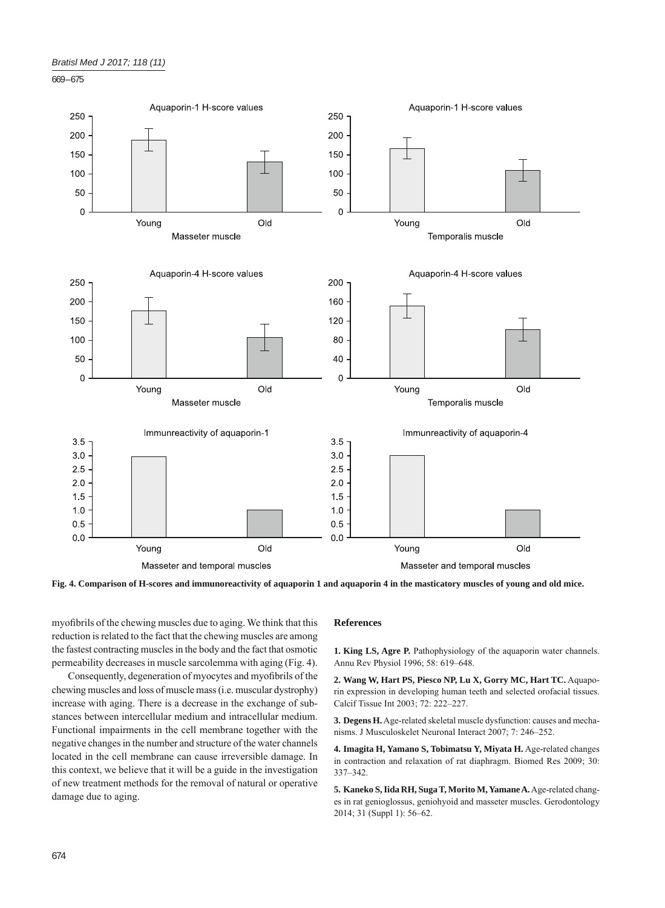**Fig. 4. Comparison of H-scores and immunoreactivity of aquaporin 1 and aquaporin 4 in the masticatory muscles of young and old mice.**

myofibrils of the chewing muscles due to aging. We think that this reduction is related to the fact that the chewing muscles are among the fastest contracting muscles in the body and the fact that osmotic permeability decreases in muscle sarcolemma with aging (Fig. 4).

Consequently, degeneration of myocytes and myofibrils of the chewing muscles and loss of muscle mass (i.e. muscular dystrophy) increase with aging. There is a decrease in the exchange of substances between intercellular medium and intracellular medium. Functional impairments in the cell membrane together with the negative changes in the number and structure of the water channels located in the cell membrane can cause irreversible damage. In this context, we believe that it will be a guide in the investigation of new treatment methods for the removal of natural or operative damage due to aging.

## References

**1. King LS, Agre P.** Pathophysiology of the aquaporin water channels. Annu Rev Physiol 1996; 58: 619–648.

**2. Wang W, Hart PS, Piesco NP, Lu X, Gorry MC, Hart TC.** Aquaporin expression in developing human teeth and selected orofacial tissues. Calcif Tissue Int 2003; 72: 222–227.

**3. Degens H.** Age-related skeletal muscle dysfunction: causes and mechanisms. J Musculoskelet Neuronal Interact 2007; 7: 246–252.

**4. Imagita H, Yamano S, Tobimatsu Y, Miyata H.** Age-related changes in contraction and relaxation of rat diaphragm. Biomed Res 2009; 30: 337–342.

**5. Kaneko S, Iida RH, Suga T, Morito M, Yamane A.** Age-related changes in rat genioglossus, geniohyoid and masseter muscles. Gerodontology 2014; 31 (Suppl 1): 56–62.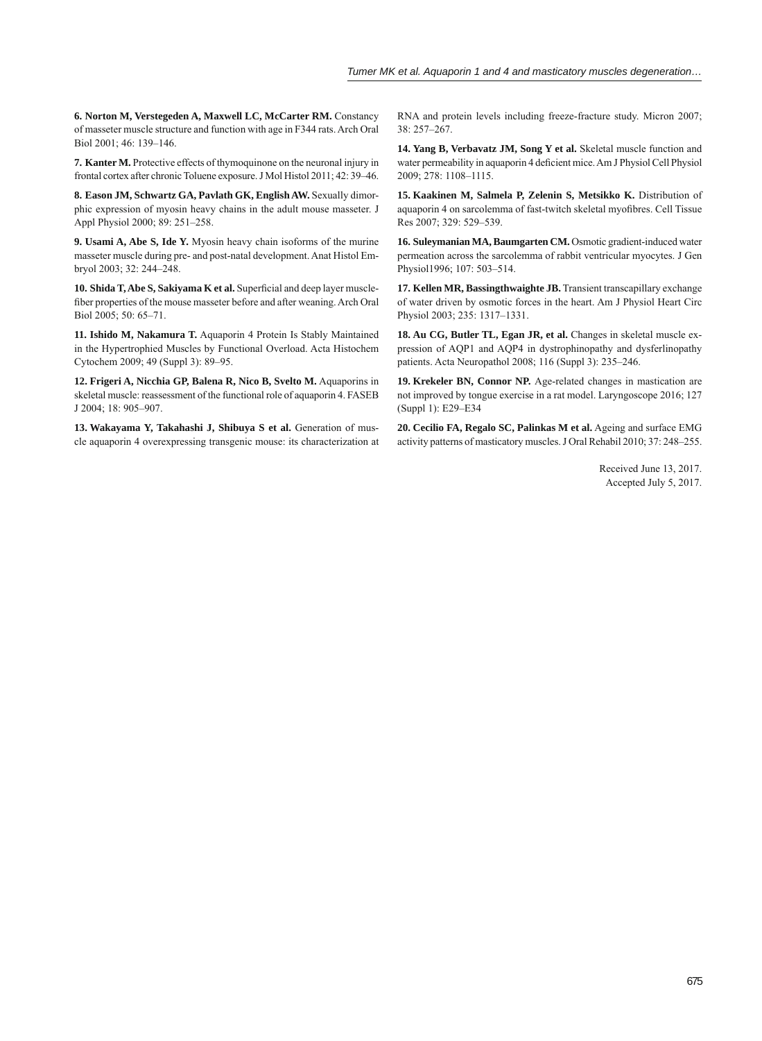**6. Norton M, Verstegeden A, Maxwell LC, McCarter RM.** Constancy of masseter muscle structure and function with age in F344 rats. Arch Oral Biol 2001; 46: 139–146.

**7. Kanter M.** Protective effects of thymoquinone on the neuronal injury in frontal cortex after chronic Toluene exposure. J Mol Histol 2011; 42: 39–46.

**8. Eason JM, Schwartz GA, Pavlath GK, English AW.** Sexually dimorphic expression of myosin heavy chains in the adult mouse masseter. J Appl Physiol 2000; 89: 251–258.

**9. Usami A, Abe S, Ide Y.** Myosin heavy chain isoforms of the murine masseter muscle during pre- and post-natal development. Anat Histol Embryol 2003; 32: 244–248.

**10. Shida T, Abe S, Sakiyama K et al.** Superficial and deep layer muscle-fiber properties of the mouse masseter before and after weaning. Arch Oral Biol 2005; 50: 65–71.

**11. Ishido M, Nakamura T.** Aquaporin 4 Protein Is Stably Maintained in the Hypertrophied Muscles by Functional Overload. Acta Histochem Cytochem 2009; 49 (Suppl 3): 89–95.

**12. Frigeri A, Nicchia GP, Balena R, Nico B, Svelto M.** Aquaporins in skeletal muscle: reassessment of the functional role of aquaporin 4. FASEB J 2004; 18: 905–907.

**13. Wakayama Y, Takahashi J, Shibuya S et al.** Generation of muscle aquaporin 4 overexpressing transgenic mouse: its characterization at RNA and protein levels including freeze-fracture study. Micron 2007; 38: 257–267.

**14. Yang B, Verbavatz JM, Song Y et al.** Skeletal muscle function and water permeability in aquaporin 4 deficient mice. Am J Physiol Cell Physiol 2009; 278: 1108–1115.

**15. Kaakinen M, Salmela P, Zelenin S, Metsikko K.** Distribution of aquaporin 4 on sarcolemma of fast-twitch skeletal myofibres. Cell Tissue Res 2007; 329: 529–539.

**16. Suleymanian MA, Baumgarten CM.** Osmotic gradient-induced water permeation across the sarcolemma of rabbit ventricular myocytes. J Gen Physiol1996; 107: 503–514.

**17. Kellen MR, Bassingthwaighte JB.** Transient transcapillary exchange of water driven by osmotic forces in the heart. Am J Physiol Heart Circ Physiol 2003; 235: 1317–1331.

**18. Au CG, Butler TL, Egan JR, et al.** Changes in skeletal muscle expression of AQP1 and AQP4 in dystrophinopathy and dysferlinopathy patients. Acta Neuropathol 2008; 116 (Suppl 3): 235–246.

**19. Krekeler BN, Connor NP.** Age-related changes in mastication are not improved by tongue exercise in a rat model. Laryngoscope 2016; 127 (Suppl 1): E29–E34

**20. Cecilio FA, Regalo SC, Palinkas M et al.** Ageing and surface EMG activity patterns of masticatory muscles. J Oral Rehabil 2010; 37: 248–255.

Received June 13, 2017.
Accepted July 5, 2017.